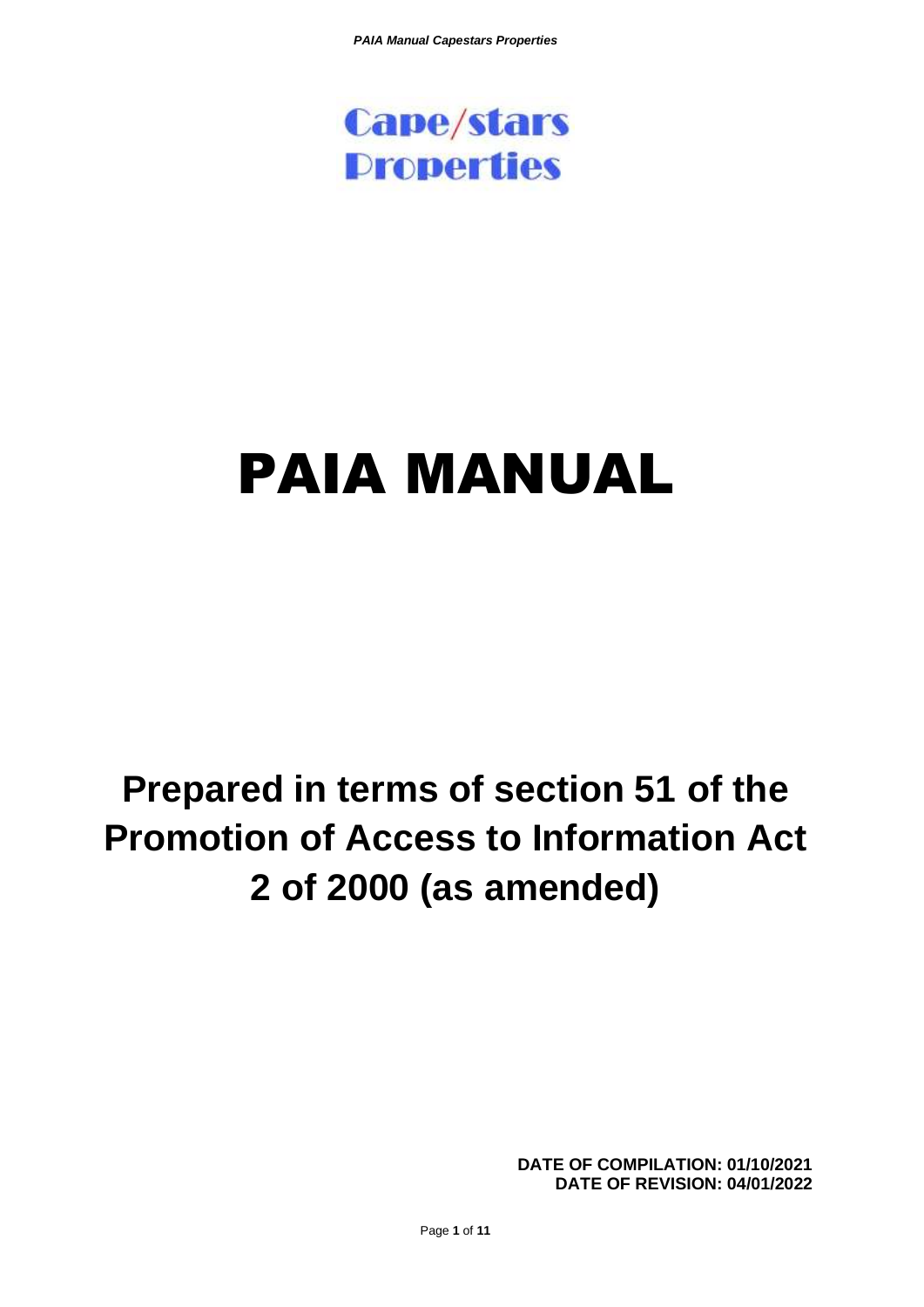Cape/stars Properties

# PAIA MANUAL

## Prepared in terms of section 51 of the Promotion of Access to Information Act 2 of 2000 (as amended)

**DATE OF COMPILATION: 01/10/2021**
**DATE OF REVISION: 04/01/2022**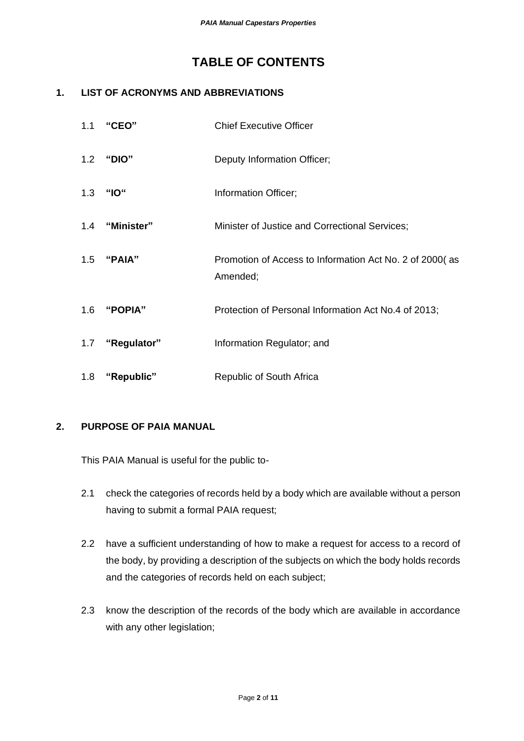# TABLE OF CONTENTS

## 1. LIST OF ACRONYMS AND ABBREVIATIONS

| | | |
|---|---|---|
| 1.1 | **"CEO"** | Chief Executive Officer |
| 1.2 | **"DIO"** | Deputy Information Officer; |
| 1.3 | **"IO"** | Information Officer; |
| 1.4 | **"Minister"** | Minister of Justice and Correctional Services; |
| 1.5 | **"PAIA"** | Promotion of Access to Information Act No. 2 of 2000( as Amended; |
| 1.6 | **"POPIA"** | Protection of Personal Information Act No.4 of 2013; |
| 1.7 | **"Regulator"** | Information Regulator; and |
| 1.8 | **"Republic"** | Republic of South Africa |

## 2. PURPOSE OF PAIA MANUAL

This PAIA Manual is useful for the public to-

2.1 check the categories of records held by a body which are available without a person having to submit a formal PAIA request;

2.2 have a sufficient understanding of how to make a request for access to a record of the body, by providing a description of the subjects on which the body holds records and the categories of records held on each subject;

2.3 know the description of the records of the body which are available in accordance with any other legislation;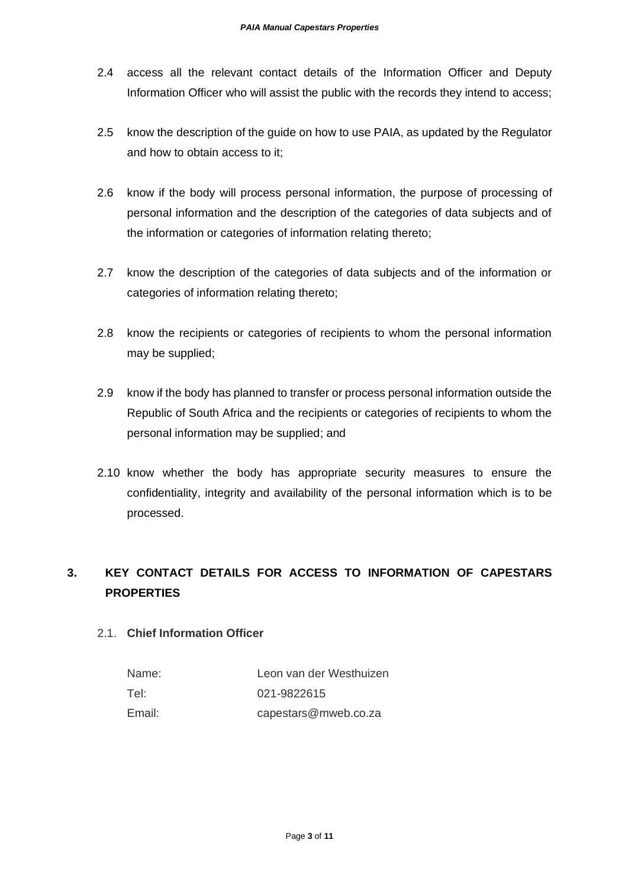2.4 access all the relevant contact details of the Information Officer and Deputy Information Officer who will assist the public with the records they intend to access;

2.5 know the description of the guide on how to use PAIA, as updated by the Regulator and how to obtain access to it;

2.6 know if the body will process personal information, the purpose of processing of personal information and the description of the categories of data subjects and of the information or categories of information relating thereto;

2.7 know the description of the categories of data subjects and of the information or categories of information relating thereto;

2.8 know the recipients or categories of recipients to whom the personal information may be supplied;

2.9 know if the body has planned to transfer or process personal information outside the Republic of South Africa and the recipients or categories of recipients to whom the personal information may be supplied; and

2.10 know whether the body has appropriate security measures to ensure the confidentiality, integrity and availability of the personal information which is to be processed.

## 3. KEY CONTACT DETAILS FOR ACCESS TO INFORMATION OF CAPESTARS PROPERTIES

### 2.1. Chief Information Officer

| | |
|---|---|
| Name: | Leon van der Westhuizen |
| Tel: | 021-9822615 |
| Email: | capestars@mweb.co.za |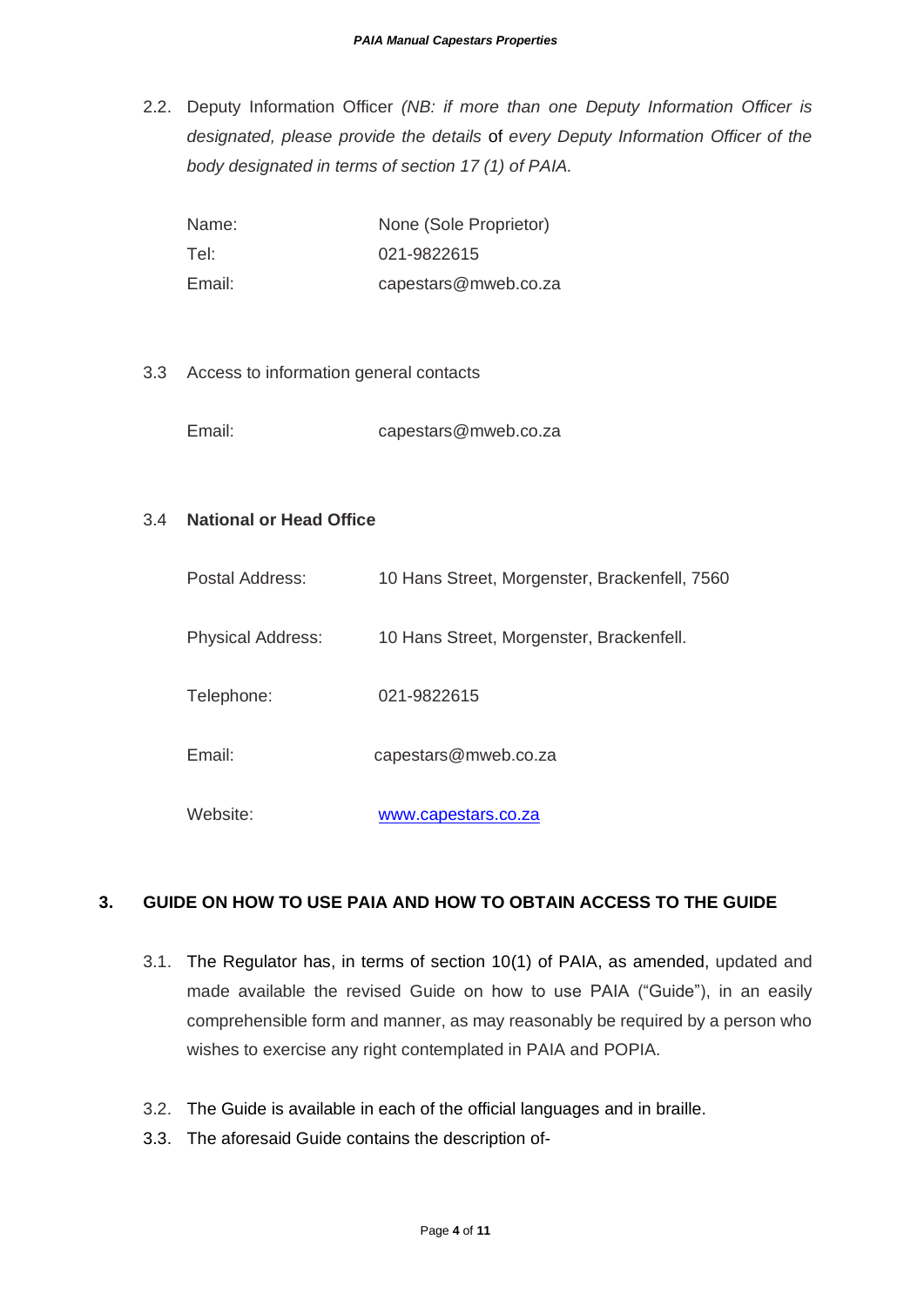2.2. Deputy Information Officer *(NB: if more than one Deputy Information Officer is designated, please provide the details* of *every Deputy Information Officer of the body designated in terms of section 17 (1) of PAIA.*

| | |
|---|---|
| Name: | None (Sole Proprietor) |
| Tel: | 021-9822615 |
| Email: | capestars@mweb.co.za |

3.3 Access to information general contacts

| | |
|---|---|
| Email: | capestars@mweb.co.za |

3.4 **National or Head Office**

| | |
|---|---|
| Postal Address: | 10 Hans Street, Morgenster, Brackenfell, 7560 |
| Physical Address: | 10 Hans Street, Morgenster, Brackenfell. |
| Telephone: | 021-9822615 |
| Email: | capestars@mweb.co.za |
| Website: | [www.capestars.co.za](http://www.capestars.co.za) |

## 3. GUIDE ON HOW TO USE PAIA AND HOW TO OBTAIN ACCESS TO THE GUIDE

3.1. The Regulator has, in terms of section 10(1) of PAIA, as amended, updated and made available the revised Guide on how to use PAIA ("Guide"), in an easily comprehensible form and manner, as may reasonably be required by a person who wishes to exercise any right contemplated in PAIA and POPIA.

3.2. The Guide is available in each of the official languages and in braille.

3.3. The aforesaid Guide contains the description of-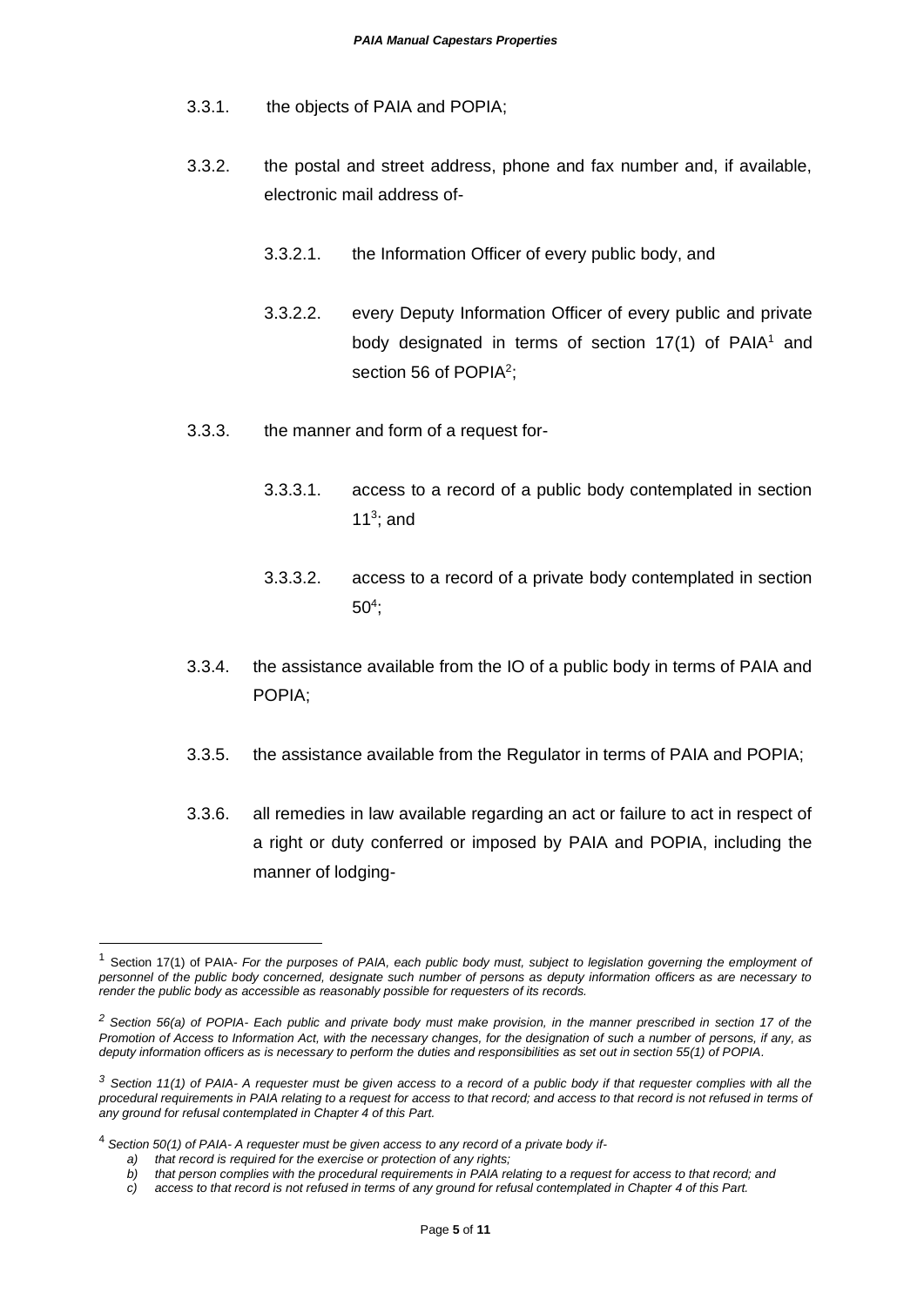3.3.1. the objects of PAIA and POPIA;

3.3.2. the postal and street address, phone and fax number and, if available, electronic mail address of-

3.3.2.1. the Information Officer of every public body, and

3.3.2.2. every Deputy Information Officer of every public and private body designated in terms of section 17(1) of PAIA[1] and section 56 of POPIA[2];

3.3.3. the manner and form of a request for-

3.3.3.1. access to a record of a public body contemplated in section 11[3]; and

3.3.3.2. access to a record of a private body contemplated in section 50[4];

3.3.4. the assistance available from the IO of a public body in terms of PAIA and POPIA;

3.3.5. the assistance available from the Regulator in terms of PAIA and POPIA;

3.3.6. all remedies in law available regarding an act or failure to act in respect of a right or duty conferred or imposed by PAIA and POPIA, including the manner of lodging-

---

[1] Section 17(1) of PAIA- *For the purposes of PAIA, each public body must, subject to legislation governing the employment of personnel of the public body concerned, designate such number of persons as deputy information officers as are necessary to render the public body as accessible as reasonably possible for requesters of its records.*

[2] *Section 56(a) of POPIA- Each public and private body must make provision, in the manner prescribed in section 17 of the Promotion of Access to Information Act, with the necessary changes, for the designation of such a number of persons, if any, as deputy information officers as is necessary to perform the duties and responsibilities as set out in section 55(1) of POPIA.*

[3] *Section 11(1) of PAIA- A requester must be given access to a record of a public body if that requester complies with all the procedural requirements in PAIA relating to a request for access to that record; and access to that record is not refused in terms of any ground for refusal contemplated in Chapter 4 of this Part.*

[4] *Section 50(1) of PAIA- A requester must be given access to any record of a private body if-*

*a) that record is required for the exercise or protection of any rights;*
*b) that person complies with the procedural requirements in PAIA relating to a request for access to that record; and*
*c) access to that record is not refused in terms of any ground for refusal contemplated in Chapter 4 of this Part.*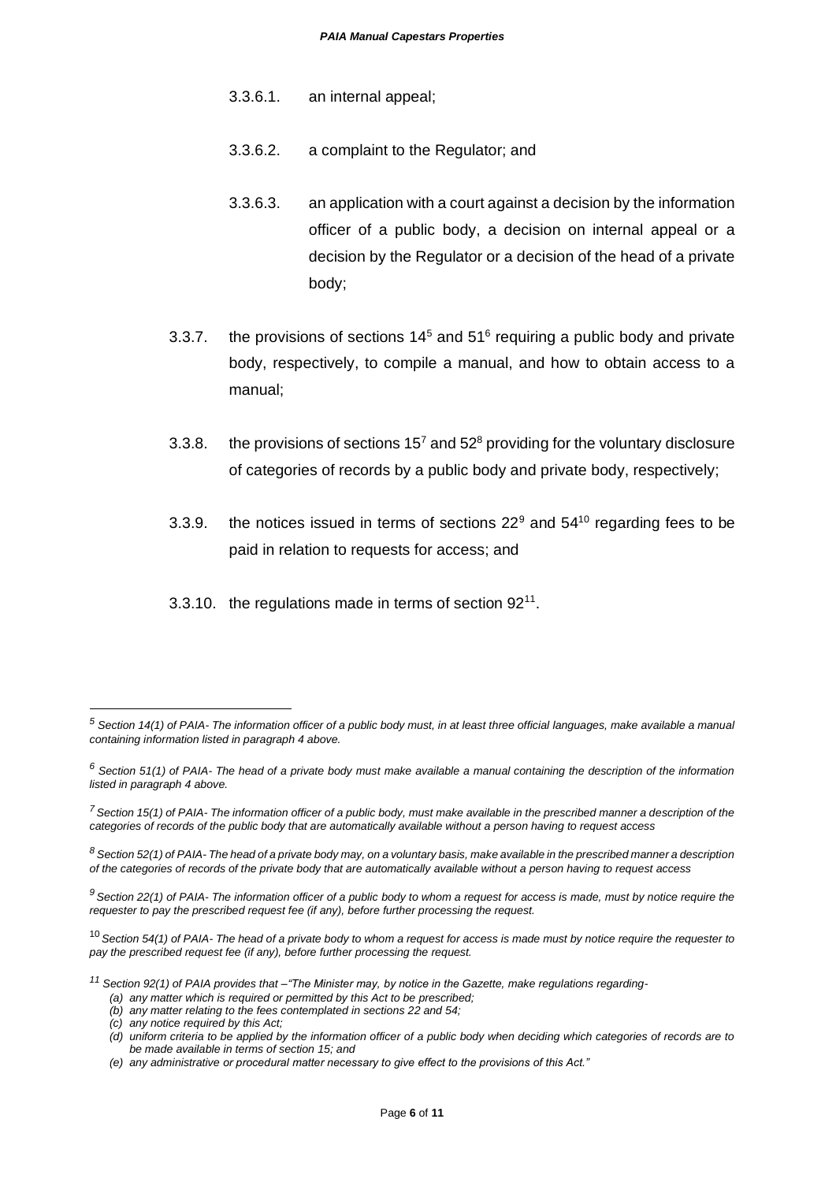3.3.6.1. an internal appeal;

3.3.6.2. a complaint to the Regulator; and

3.3.6.3. an application with a court against a decision by the information officer of a public body, a decision on internal appeal or a decision by the Regulator or a decision of the head of a private body;

3.3.7. the provisions of sections 14[5] and 51[6] requiring a public body and private body, respectively, to compile a manual, and how to obtain access to a manual;

3.3.8. the provisions of sections 15[7] and 52[8] providing for the voluntary disclosure of categories of records by a public body and private body, respectively;

3.3.9. the notices issued in terms of sections 22[9] and 54[10] regarding fees to be paid in relation to requests for access; and

3.3.10. the regulations made in terms of section 92[11].

---

[5] *Section 14(1) of PAIA- The information officer of a public body must, in at least three official languages, make available a manual containing information listed in paragraph 4 above.*

[6] *Section 51(1) of PAIA- The head of a private body must make available a manual containing the description of the information listed in paragraph 4 above.*

[7] *Section 15(1) of PAIA- The information officer of a public body, must make available in the prescribed manner a description of the categories of records of the public body that are automatically available without a person having to request access*

[8] *Section 52(1) of PAIA- The head of a private body may, on a voluntary basis, make available in the prescribed manner a description of the categories of records of the private body that are automatically available without a person having to request access*

[9] *Section 22(1) of PAIA- The information officer of a public body to whom a request for access is made, must by notice require the requester to pay the prescribed request fee (if any), before further processing the request.*

[10] *Section 54(1) of PAIA- The head of a private body to whom a request for access is made must by notice require the requester to pay the prescribed request fee (if any), before further processing the request.*

[11] *Section 92(1) of PAIA provides that –"The Minister may, by notice in the Gazette, make regulations regarding-*

*(a) any matter which is required or permitted by this Act to be prescribed;*
*(b) any matter relating to the fees contemplated in sections 22 and 54;*
*(c) any notice required by this Act;*
*(d) uniform criteria to be applied by the information officer of a public body when deciding which categories of records are to be made available in terms of section 15; and*
*(e) any administrative or procedural matter necessary to give effect to the provisions of this Act."*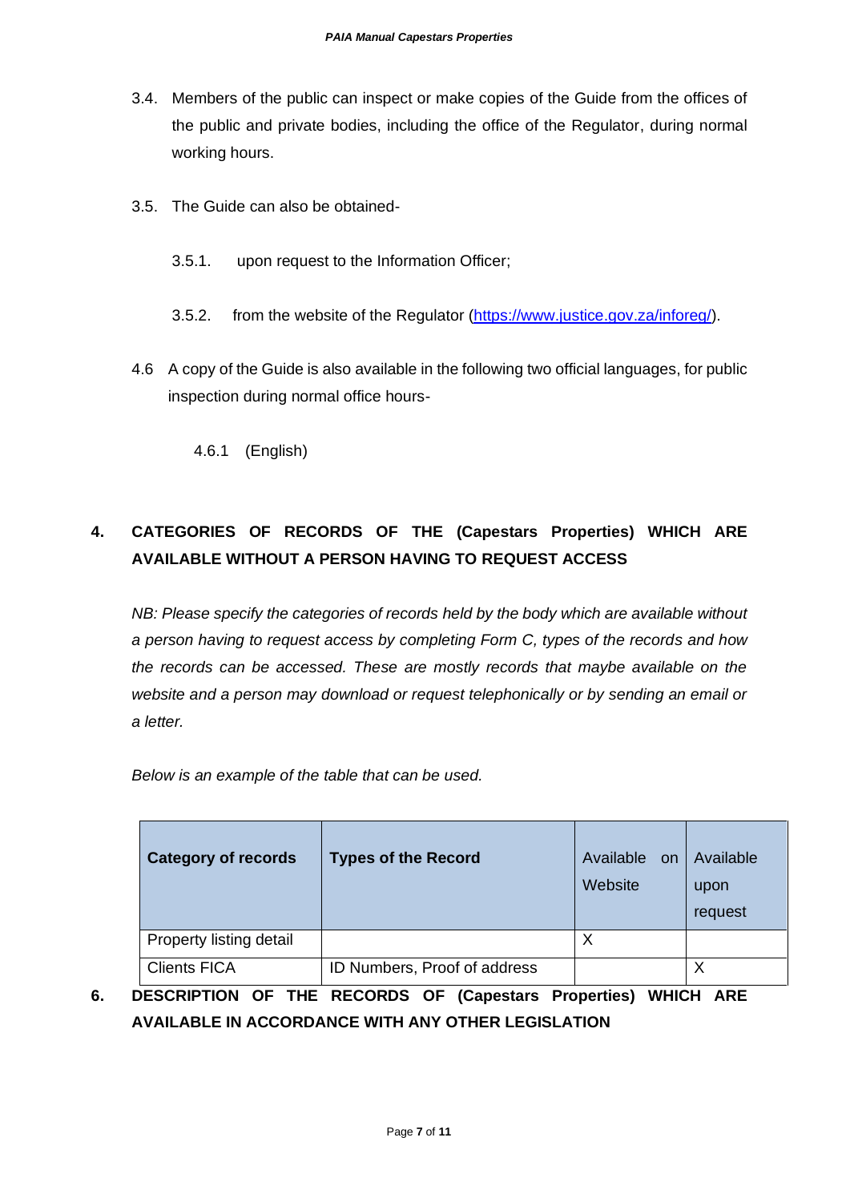3.4. Members of the public can inspect or make copies of the Guide from the offices of the public and private bodies, including the office of the Regulator, during normal working hours.

3.5. The Guide can also be obtained-

3.5.1. upon request to the Information Officer;

3.5.2. from the website of the Regulator (https://www.justice.gov.za/inforeg/).

4.6 A copy of the Guide is also available in the following two official languages, for public inspection during normal office hours-

4.6.1 (English)

## 4. CATEGORIES OF RECORDS OF THE (Capestars Properties) WHICH ARE AVAILABLE WITHOUT A PERSON HAVING TO REQUEST ACCESS

*NB: Please specify the categories of records held by the body which are available without a person having to request access by completing Form C, types of the records and how the records can be accessed. These are mostly records that maybe available on the website and a person may download or request telephonically or by sending an email or a letter.*

*Below is an example of the table that can be used.*

| **Category of records** | **Types of the Record** | Available on Website | Available upon request |
|---|---|---|---|
| Property listing detail | | X | |
| Clients FICA | ID Numbers, Proof of address | | X |

## 6. DESCRIPTION OF THE RECORDS OF (Capestars Properties) WHICH ARE AVAILABLE IN ACCORDANCE WITH ANY OTHER LEGISLATION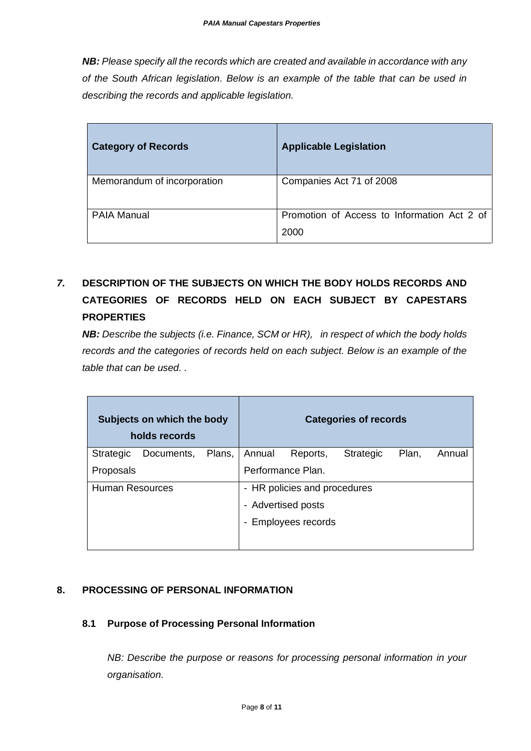***NB:*** *Please specify all the records which are created and available in accordance with any of the South African legislation. Below is an example of the table that can be used in describing the records and applicable legislation.*

| Category of Records | Applicable Legislation |
|---|---|
| Memorandum of incorporation | Companies Act 71 of 2008 |
| PAIA Manual | Promotion of Access to Information Act 2 of 2000 |

## *7.* DESCRIPTION OF THE SUBJECTS ON WHICH THE BODY HOLDS RECORDS AND CATEGORIES OF RECORDS HELD ON EACH SUBJECT BY CAPESTARS PROPERTIES

***NB:*** *Describe the subjects (i.e. Finance, SCM or HR), in respect of which the body holds records and the categories of records held on each subject. Below is an example of the table that can be used. .*

| Subjects on which the body holds records | Categories of records |
|---|---|
| Strategic Documents, Plans, Proposals | Annual Reports, Strategic Plan, Annual Performance Plan. |
| Human Resources | - HR policies and procedures<br>- Advertised posts<br>- Employees records |

## 8. PROCESSING OF PERSONAL INFORMATION

### 8.1 Purpose of Processing Personal Information

*NB: Describe the purpose or reasons for processing personal information in your organisation.*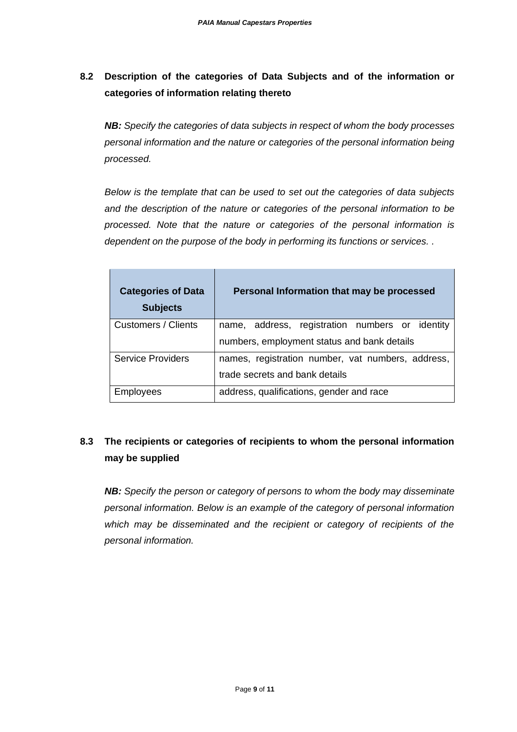### 8.2 Description of the categories of Data Subjects and of the information or categories of information relating thereto

***NB:*** *Specify the categories of data subjects in respect of whom the body processes personal information and the nature or categories of the personal information being processed.*

*Below is the template that can be used to set out the categories of data subjects and the description of the nature or categories of the personal information to be processed. Note that the nature or categories of the personal information is dependent on the purpose of the body in performing its functions or services. .*

| Categories of Data Subjects | Personal Information that may be processed |
|---|---|
| Customers / Clients | name, address, registration numbers or identity numbers, employment status and bank details |
| Service Providers | names, registration number, vat numbers, address, trade secrets and bank details |
| Employees | address, qualifications, gender and race |

### 8.3 The recipients or categories of recipients to whom the personal information may be supplied

***NB:*** *Specify the person or category of persons to whom the body may disseminate personal information. Below is an example of the category of personal information which may be disseminated and the recipient or category of recipients of the personal information.*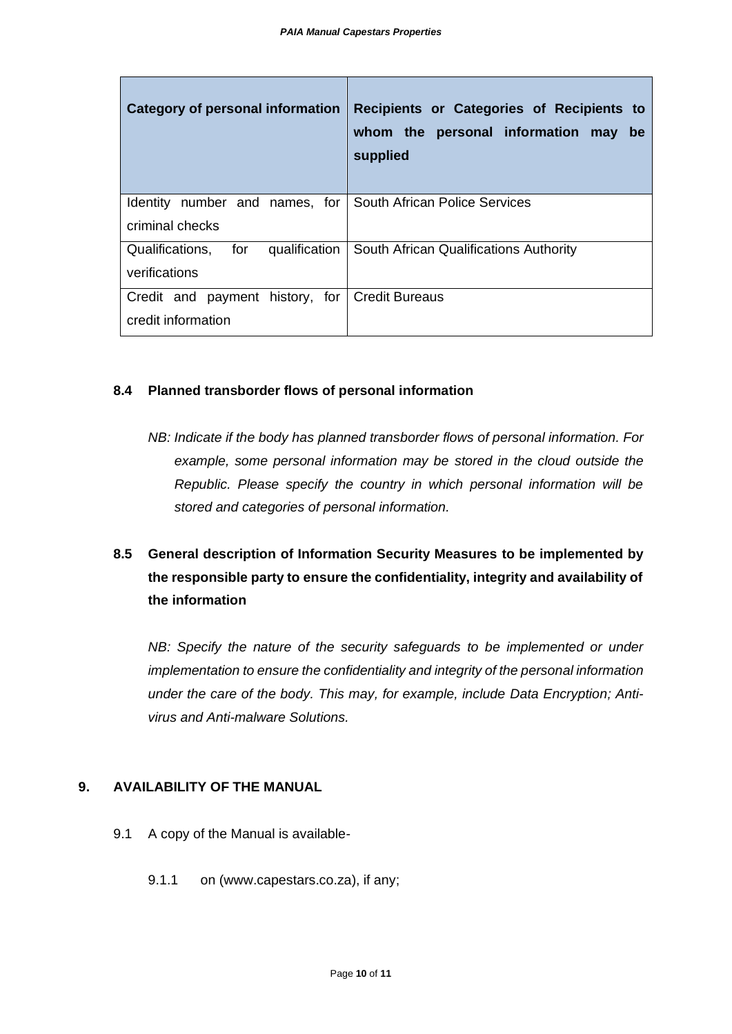| Category of personal information | Recipients or Categories of Recipients to whom the personal information may be supplied |
| --- | --- |
| Identity number and names, for criminal checks | South African Police Services |
| Qualifications, for qualification verifications | South African Qualifications Authority |
| Credit and payment history, for credit information | Credit Bureaus |

### 8.4 Planned transborder flows of personal information

*NB: Indicate if the body has planned transborder flows of personal information. For example, some personal information may be stored in the cloud outside the Republic. Please specify the country in which personal information will be stored and categories of personal information.*

### 8.5 General description of Information Security Measures to be implemented by the responsible party to ensure the confidentiality, integrity and availability of the information

*NB: Specify the nature of the security safeguards to be implemented or under implementation to ensure the confidentiality and integrity of the personal information under the care of the body. This may, for example, include Data Encryption; Anti-virus and Anti-malware Solutions.*

## 9. AVAILABILITY OF THE MANUAL

9.1 A copy of the Manual is available-

9.1.1 on (www.capestars.co.za), if any;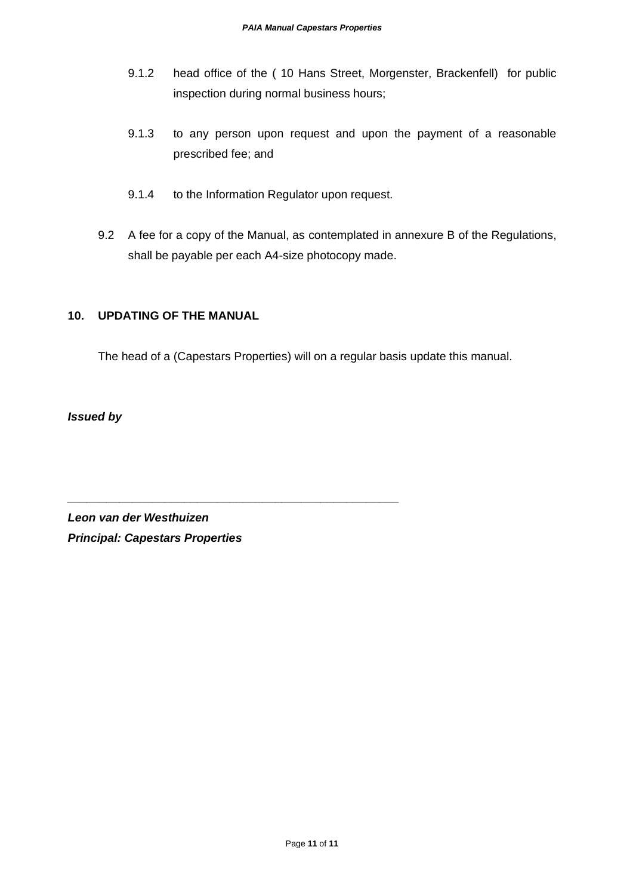9.1.2 head office of the ( 10 Hans Street, Morgenster, Brackenfell) for public inspection during normal business hours;

9.1.3 to any person upon request and upon the payment of a reasonable prescribed fee; and

9.1.4 to the Information Regulator upon request.

9.2 A fee for a copy of the Manual, as contemplated in annexure B of the Regulations, shall be payable per each A4-size photocopy made.

## 10. UPDATING OF THE MANUAL

The head of a (Capestars Properties) will on a regular basis update this manual.

***Issued by***

_______________________________________________

***Leon van der Westhuizen***
***Principal: Capestars Properties***